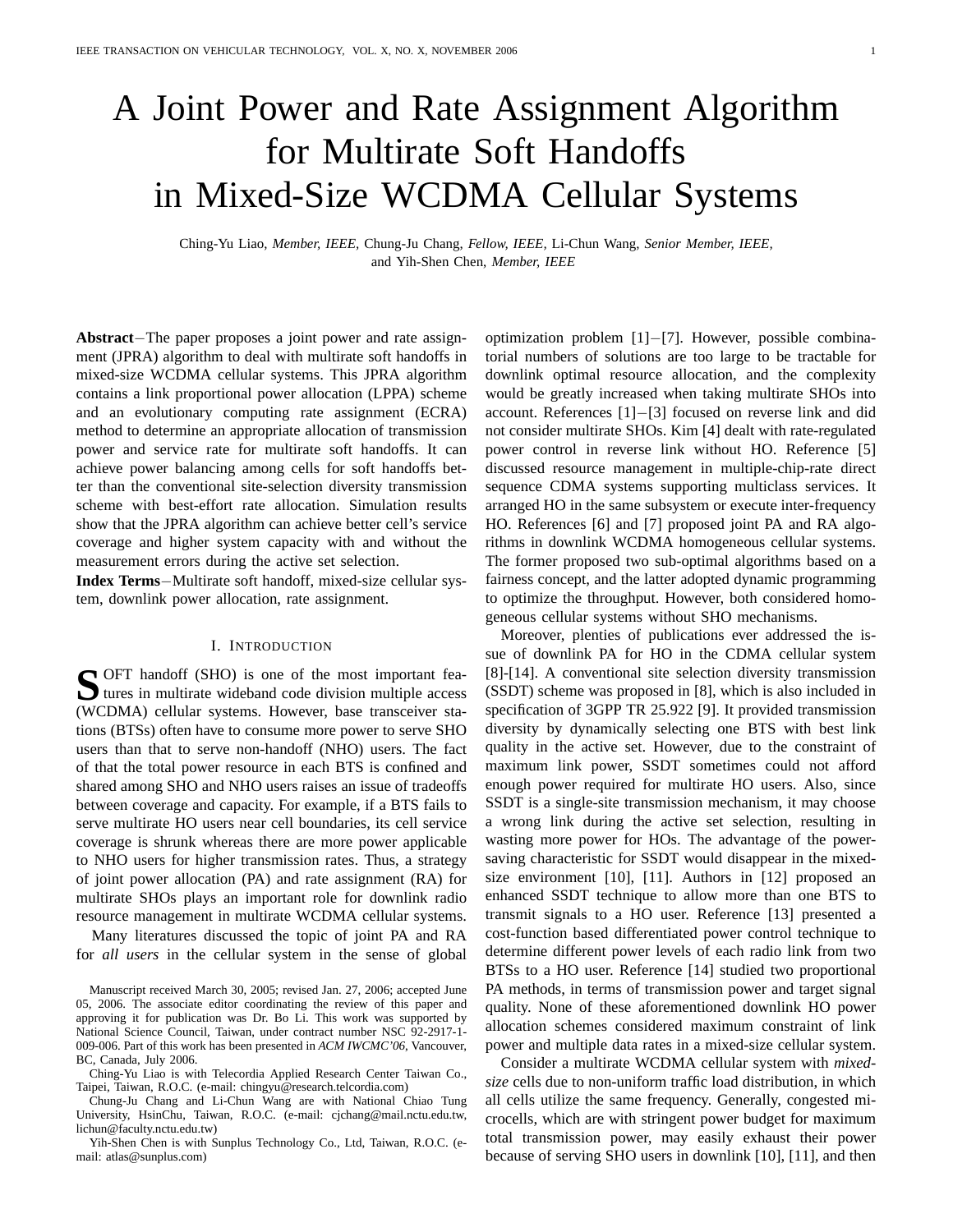# A Joint Power and Rate Assignment Algorithm for Multirate Soft Handoffs in Mixed-Size WCDMA Cellular Systems

Ching-Yu Liao, *Member, IEEE,* Chung-Ju Chang, *Fellow, IEEE,* Li-Chun Wang, *Senior Member, IEEE,* and Yih-Shen Chen, *Member, IEEE*

***Abstract*** — The paper proposes a joint power and rate assignment (JPRA) algorithm to deal with multirate soft handoffs in mixed-size WCDMA cellular systems. This JPRA algorithm contains a link proportional power allocation (LPPA) scheme and an evolutionary computing rate assignment (ECRA) method to determine an appropriate allocation of transmission power and service rate for multirate soft handoffs. It can achieve power balancing among cells for soft handoffs better than the conventional site-selection diversity transmission scheme with best-effort rate allocation. Simulation results show that the JPRA algorithm can achieve better cell's service coverage and higher system capacity with and without the measurement errors during the active set selection.

***Index Terms*** — Multirate soft handoff, mixed-size cellular system, downlink power allocation, rate assignment.

## I. Introduction

SOFT handoff (SHO) is one of the most important features in multirate wideband code division multiple access (WCDMA) cellular systems. However, base transceiver stations (BTSs) often have to consume more power to serve SHO users than that to serve non-handoff (NHO) users. The fact of that the total power resource in each BTS is confined and shared among SHO and NHO users raises an issue of tradeoffs between coverage and capacity. For example, if a BTS fails to serve multirate HO users near cell boundaries, its cell service coverage is shrunk whereas there are more power applicable to NHO users for higher transmission rates. Thus, a strategy of joint power allocation (PA) and rate assignment (RA) for multirate SHOs plays an important role for downlink radio resource management in multirate WCDMA cellular systems.

Many literatures discussed the topic of joint PA and RA for *all users* in the cellular system in the sense of global optimization problem [1]−[7]. However, possible combinatorial numbers of solutions are too large to be tractable for downlink optimal resource allocation, and the complexity would be greatly increased when taking multirate SHOs into account. References [1]−[3] focused on reverse link and did not consider multirate SHOs. Kim [4] dealt with rate-regulated power control in reverse link without HO. Reference [5] discussed resource management in multiple-chip-rate direct sequence CDMA systems supporting multiclass services. It arranged HO in the same subsystem or execute inter-frequency HO. References [6] and [7] proposed joint PA and RA algorithms in downlink WCDMA homogeneous cellular systems. The former proposed two sub-optimal algorithms based on a fairness concept, and the latter adopted dynamic programming to optimize the throughput. However, both considered homogeneous cellular systems without SHO mechanisms.

Moreover, plenties of publications ever addressed the issue of downlink PA for HO in the CDMA cellular system [8]-[14]. A conventional site selection diversity transmission (SSDT) scheme was proposed in [8], which is also included in specification of 3GPP TR 25.922 [9]. It provided transmission diversity by dynamically selecting one BTS with best link quality in the active set. However, due to the constraint of maximum link power, SSDT sometimes could not afford enough power required for multirate HO users. Also, since SSDT is a single-site transmission mechanism, it may choose a wrong link during the active set selection, resulting in wasting more power for HOs. The advantage of the power-saving characteristic for SSDT would disappear in the mixed-size environment [10], [11]. Authors in [12] proposed an enhanced SSDT technique to allow more than one BTS to transmit signals to a HO user. Reference [13] presented a cost-function based differentiated power control technique to determine different power levels of each radio link from two BTSs to a HO user. Reference [14] studied two proportional PA methods, in terms of transmission power and target signal quality. None of these aforementioned downlink HO power allocation schemes considered maximum constraint of link power and multiple data rates in a mixed-size cellular system.

Consider a multirate WCDMA cellular system with *mixed-size* cells due to non-uniform traffic load distribution, in which all cells utilize the same frequency. Generally, congested microcells, which are with stringent power budget for maximum total transmission power, may easily exhaust their power because of serving SHO users in downlink [10], [11], and then

Manuscript received March 30, 2005; revised Jan. 27, 2006; accepted June 05, 2006. The associate editor coordinating the review of this paper and approving it for publication was Dr. Bo Li. This work was supported by National Science Council, Taiwan, under contract number NSC 92-2917-1-009-006. Part of this work has been presented in *ACM IWCMC'06*, Vancouver, BC, Canada, July 2006.

Ching-Yu Liao is with Telecordia Applied Research Center Taiwan Co., Taipei, Taiwan, R.O.C. (e-mail: chingyu@research.telcordia.com)

Chung-Ju Chang and Li-Chun Wang are with National Chiao Tung University, HsinChu, Taiwan, R.O.C. (e-mail: cjchang@mail.nctu.edu.tw, lichun@faculty.nctu.edu.tw)

Yih-Shen Chen is with Sunplus Technology Co., Ltd, Taiwan, R.O.C. (e-mail: atlas@sunplus.com)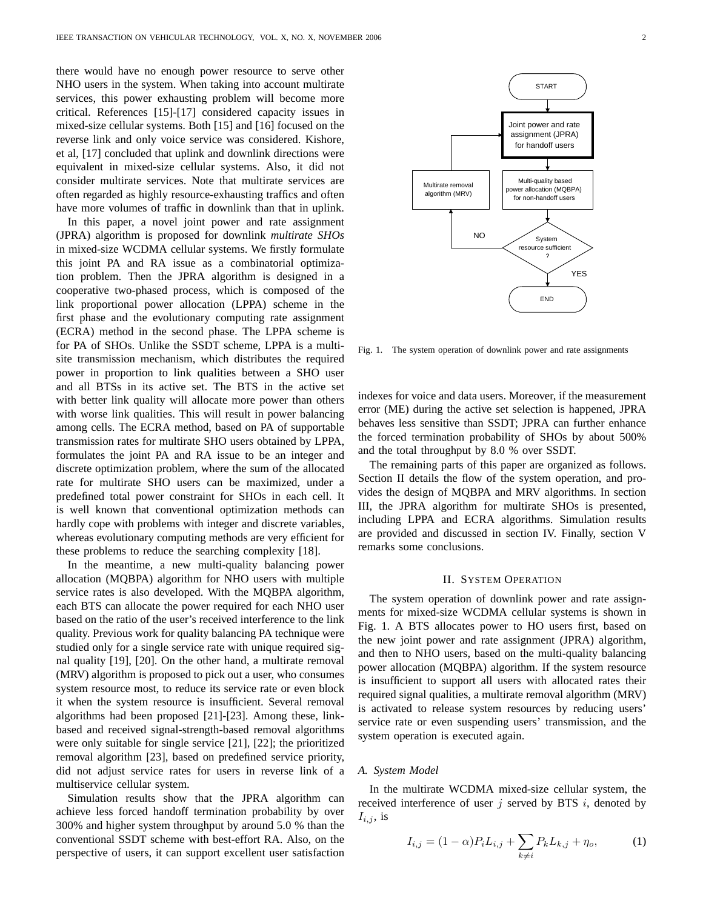there would have no enough power resource to serve other NHO users in the system. When taking into account multirate services, this power exhausting problem will become more critical. References [15]-[17] considered capacity issues in mixed-size cellular systems. Both [15] and [16] focused on the reverse link and only voice service was considered. Kishore, et al, [17] concluded that uplink and downlink directions were equivalent in mixed-size cellular systems. Also, it did not consider multirate services. Note that multirate services are often regarded as highly resource-exhausting traffics and often have more volumes of traffic in downlink than that in uplink.

In this paper, a novel joint power and rate assignment (JPRA) algorithm is proposed for downlink *multirate SHOs* in mixed-size WCDMA cellular systems. We firstly formulate this joint PA and RA issue as a combinatorial optimization problem. Then the JPRA algorithm is designed in a cooperative two-phased process, which is composed of the link proportional power allocation (LPPA) scheme in the first phase and the evolutionary computing rate assignment (ECRA) method in the second phase. The LPPA scheme is for PA of SHOs. Unlike the SSDT scheme, LPPA is a multi-site transmission mechanism, which distributes the required power in proportion to link qualities between a SHO user and all BTSs in its active set. The BTS in the active set with better link quality will allocate more power than others with worse link qualities. This will result in power balancing among cells. The ECRA method, based on PA of supportable transmission rates for multirate SHO users obtained by LPPA, formulates the joint PA and RA issue to be an integer and discrete optimization problem, where the sum of the allocated rate for multirate SHO users can be maximized, under a predefined total power constraint for SHOs in each cell. It is well known that conventional optimization methods can hardly cope with problems with integer and discrete variables, whereas evolutionary computing methods are very efficient for these problems to reduce the searching complexity [18].

In the meantime, a new multi-quality balancing power allocation (MQBPA) algorithm for NHO users with multiple service rates is also developed. With the MQBPA algorithm, each BTS can allocate the power required for each NHO user based on the ratio of the user's received interference to the link quality. Previous work for quality balancing PA technique were studied only for a single service rate with unique required signal quality [19], [20]. On the other hand, a multirate removal (MRV) algorithm is proposed to pick out a user, who consumes system resource most, to reduce its service rate or even block it when the system resource is insufficient. Several removal algorithms had been proposed [21]-[23]. Among these, link-based and received signal-strength-based removal algorithms were only suitable for single service [21], [22]; the prioritized removal algorithm [23], based on predefined service priority, did not adjust service rates for users in reverse link of a multiservice cellular system.

Simulation results show that the JPRA algorithm can achieve less forced handoff termination probability by over 300% and higher system throughput by around 5.0 % than the conventional SSDT scheme with best-effort RA. Also, on the perspective of users, it can support excellent user satisfaction indexes for voice and data users. Moreover, if the measurement error (ME) during the active set selection is happened, JPRA behaves less sensitive than SSDT; JPRA can further enhance the forced termination probability of SHOs by about 500% and the total throughput by 8.0 % over SSDT.

The remaining parts of this paper are organized as follows. Section II details the flow of the system operation, and provides the design of MQBPA and MRV algorithms. In section III, the JPRA algorithm for multirate SHOs is presented, including LPPA and ECRA algorithms. Simulation results are provided and discussed in section IV. Finally, section V remarks some conclusions.

START → Joint power and rate assignment (JPRA) for handoff users → Multi-quality based power allocation (MQBPA) for non-handoff users → System resource sufficient? — YES → END; NO → Multirate removal algorithm (MRV) → back to JPRA

Fig. 1. The system operation of downlink power and rate assignments

## II. System Operation

The system operation of downlink power and rate assignments for mixed-size WCDMA cellular systems is shown in Fig. 1. A BTS allocates power to HO users first, based on the new joint power and rate assignment (JPRA) algorithm, and then to NHO users, based on the multi-quality balancing power allocation (MQBPA) algorithm. If the system resource is insufficient to support all users with allocated rates their required signal qualities, a multirate removal algorithm (MRV) is activated to release system resources by reducing users' service rate or even suspending users' transmission, and the system operation is executed again.

### A. System Model

In the multirate WCDMA mixed-size cellular system, the received interference of user $j$ served by BTS $i$, denoted by $I_{i,j}$, is

$$I_{i,j} = (1-\alpha)P_i L_{i,j} + \sum_{k \neq i} P_k L_{k,j} + \eta_o, \tag{1}$$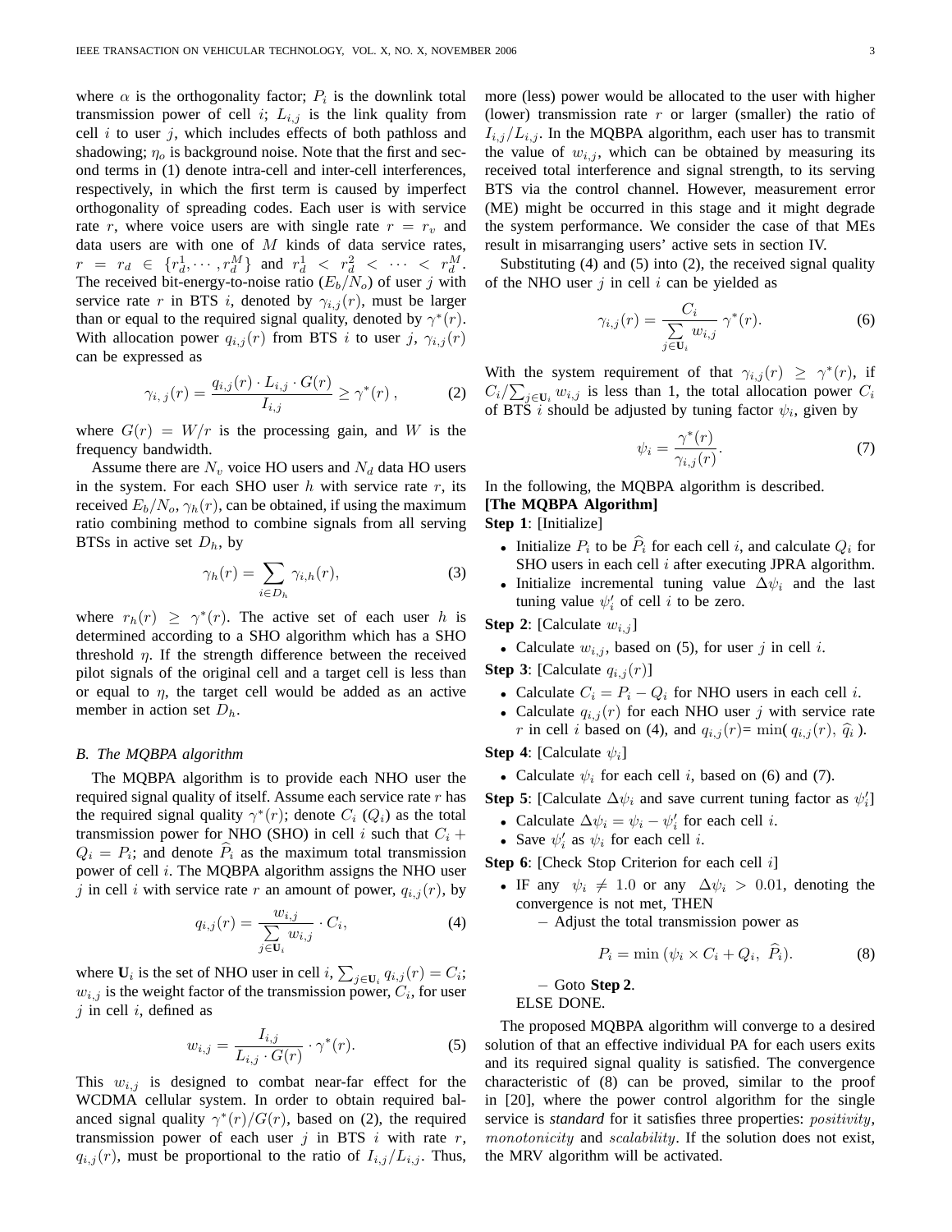where $\alpha$ is the orthogonality factor; $P_i$ is the downlink total transmission power of cell $i$; $L_{i,j}$ is the link quality from cell $i$ to user $j$, which includes effects of both pathloss and shadowing; $\eta_o$ is background noise. Note that the first and second terms in (1) denote intra-cell and inter-cell interferences, respectively, in which the first term is caused by imperfect orthogonality of spreading codes. Each user is with service rate $r$, where voice users are with single rate $r = r_v$ and data users are with one of $M$ kinds of data service rates, $r = r_d \in \{r_d^1, \cdots, r_d^M\}$ and $r_d^1 < r_d^2 < \cdots < r_d^M$. The received bit-energy-to-noise ratio ($E_b/N_o$) of user $j$ with service rate $r$ in BTS $i$, denoted by $\gamma_{i,j}(r)$, must be larger than or equal to the required signal quality, denoted by $\gamma^*(r)$. With allocation power $q_{i,j}(r)$ from BTS $i$ to user $j$, $\gamma_{i,j}(r)$ can be expressed as

$$\gamma_{i,\,j}(r) = \frac{q_{i,j}(r) \cdot L_{i,j} \cdot G(r)}{I_{i,j}} \geq \gamma^*(r)\,, \tag{2}$$

where $G(r) = W/r$ is the processing gain, and $W$ is the frequency bandwidth.

Assume there are $N_v$ voice HO users and $N_d$ data HO users in the system. For each SHO user $h$ with service rate $r$, its received $E_b/N_o$, $\gamma_h(r)$, can be obtained, if using the maximum ratio combining method to combine signals from all serving BTSs in active set $D_h$, by

$$\gamma_h(r) = \sum_{i \in D_h} \gamma_{i,h}(r), \tag{3}$$

where $r_h(r) \geq \gamma^*(r)$. The active set of each user $h$ is determined according to a SHO algorithm which has a SHO threshold $\eta$. If the strength difference between the received pilot signals of the original cell and a target cell is less than or equal to $\eta$, the target cell would be added as an active member in action set $D_h$.

### B. The MQBPA algorithm

The MQBPA algorithm is to provide each NHO user the required signal quality of itself. Assume each service rate $r$ has the required signal quality $\gamma^*(r)$; denote $C_i$ ($Q_i$) as the total transmission power for NHO (SHO) in cell $i$ such that $C_i + Q_i = P_i$; and denote $\widehat{P}_i$ as the maximum total transmission power of cell $i$. The MQBPA algorithm assigns the NHO user $j$ in cell $i$ with service rate $r$ an amount of power, $q_{i,j}(r)$, by

$$q_{i,j}(r) = \frac{w_{i,j}}{\sum\limits_{j \in \mathbf{U}_i} w_{i,j}} \cdot C_i, \tag{4}$$

where $\mathbf{U}_i$ is the set of NHO user in cell $i$, $\sum_{j \in \mathbf{U}_i} q_{i,j}(r) = C_i$; $w_{i,j}$ is the weight factor of the transmission power, $C_i$, for user $j$ in cell $i$, defined as

$$w_{i,j} = \frac{I_{i,j}}{L_{i,j} \cdot G(r)} \cdot \gamma^*(r). \tag{5}$$

This $w_{i,j}$ is designed to combat near-far effect for the WCDMA cellular system. In order to obtain required balanced signal quality $\gamma^*(r)/G(r)$, based on (2), the required transmission power of each user $j$ in BTS $i$ with rate $r$, $q_{i,j}(r)$, must be proportional to the ratio of $I_{i,j}/L_{i,j}$. Thus, more (less) power would be allocated to the user with higher (lower) transmission rate $r$ or larger (smaller) the ratio of $I_{i,j}/L_{i,j}$. In the MQBPA algorithm, each user has to transmit the value of $w_{i,j}$, which can be obtained by measuring its received total interference and signal strength, to its serving BTS via the control channel. However, measurement error (ME) might be occurred in this stage and it might degrade the system performance. We consider the case of that MEs result in misarranging users' active sets in section IV.

Substituting (4) and (5) into (2), the received signal quality of the NHO user $j$ in cell $i$ can be yielded as

$$\gamma_{i,j}(r) = \frac{C_i}{\sum\limits_{j \in \mathbf{U}_i} w_{i,j}}\, \gamma^*(r). \tag{6}$$

With the system requirement of that $\gamma_{i,j}(r) \geq \gamma^*(r)$, if $C_i/\sum_{j \in \mathbf{U}_i} w_{i,j}$ is less than 1, the total allocation power $C_i$ of BTS $i$ should be adjusted by tuning factor $\psi_i$, given by

$$\psi_i = \frac{\gamma^*(r)}{\gamma_{i,j}(r)}. \tag{7}$$

In the following, the MQBPA algorithm is described.

**[The MQBPA Algorithm]**

**Step 1**: [Initialize]

- Initialize $P_i$ to be $\widehat{P}_i$ for each cell $i$, and calculate $Q_i$ for SHO users in each cell $i$ after executing JPRA algorithm.
- Initialize incremental tuning value $\Delta\psi_i$ and the last tuning value $\psi_i'$ of cell $i$ to be zero.

**Step 2**: [Calculate $w_{i,j}$]

- Calculate $w_{i,j}$, based on (5), for user $j$ in cell $i$.

**Step 3**: [Calculate $q_{i,j}(r)$]

- Calculate $C_i = P_i - Q_i$ for NHO users in each cell $i$.
- Calculate $q_{i,j}(r)$ for each NHO user $j$ with service rate $r$ in cell $i$ based on (4), and $q_{i,j}(r) = \min(\, q_{i,j}(r),\ \widehat{q}_i\,)$.

**Step 4**: [Calculate $\psi_i$]

- Calculate $\psi_i$ for each cell $i$, based on (6) and (7).

**Step 5**: [Calculate $\Delta\psi_i$ and save current tuning factor as $\psi_i'$]

- Calculate $\Delta\psi_i = \psi_i - \psi_i'$ for each cell $i$.
- Save $\psi_i'$ as $\psi_i$ for each cell $i$.

**Step 6**: [Check Stop Criterion for each cell $i$]

- IF any $\psi_i \neq 1.0$ or any $\Delta\psi_i > 0.01$, denoting the convergence is not met, THEN
  - Adjust the total transmission power as

$$P_i = \min\left(\psi_i \times C_i + Q_i,\ \widehat{P}_i\right). \tag{8}$$

  - Goto **Step 2**.

  ELSE DONE.

The proposed MQBPA algorithm will converge to a desired solution of that an effective individual PA for each users exits and its required signal quality is satisfied. The convergence characteristic of (8) can be proved, similar to the proof in [20], where the power control algorithm for the single service is *standard* for it satisfies three properties: *positivity*, *monotonicity* and *scalability*. If the solution does not exist, the MRV algorithm will be activated.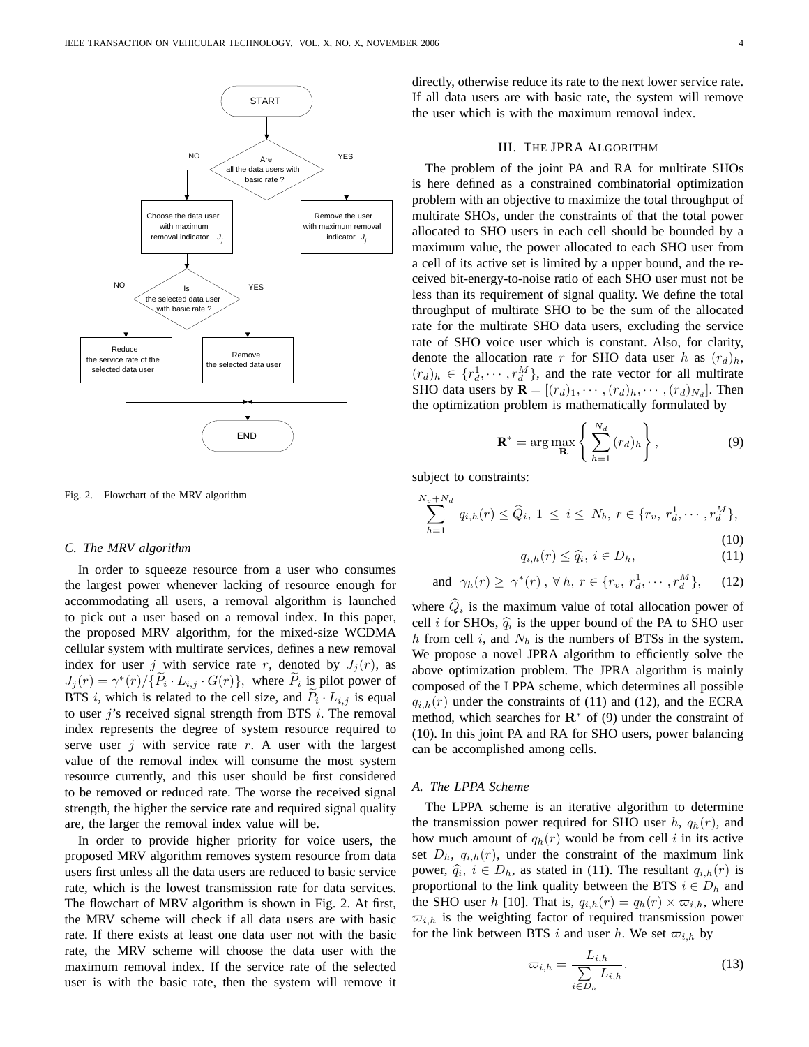Fig. 2. Flowchart of the MRV algorithm

### C. The MRV algorithm

In order to squeeze resource from a user who consumes the largest power whenever lacking of resource enough for accommodating all users, a removal algorithm is launched to pick out a user based on a removal index. In this paper, the proposed MRV algorithm, for the mixed-size WCDMA cellular system with multirate services, defines a new removal index for user $j$ with service rate $r$, denoted by $J_j(r)$, as $J_j(r) = \gamma^*(r)/\{\widetilde{P}_i \cdot L_{i,j} \cdot G(r)\}$, where $\widetilde{P}_i$ is pilot power of BTS $i$, which is related to the cell size, and $\widetilde{P}_i \cdot L_{i,j}$ is equal to user $j$'s received signal strength from BTS $i$. The removal index represents the degree of system resource required to serve user $j$ with service rate $r$. A user with the largest value of the removal index will consume the most system resource currently, and this user should be first considered to be removed or reduced rate. The worse the received signal strength, the higher the service rate and required signal quality are, the larger the removal index value will be.

In order to provide higher priority for voice users, the proposed MRV algorithm removes system resource from data users first unless all the data users are reduced to basic service rate, which is the lowest transmission rate for data services. The flowchart of MRV algorithm is shown in Fig. 2. At first, the MRV scheme will check if all data users are with basic rate. If there exists at least one data user not with the basic rate, the MRV scheme will choose the data user with the maximum removal index. If the service rate of the selected user is with the basic rate, then the system will remove it directly, otherwise reduce its rate to the next lower service rate. If all data users are with basic rate, the system will remove the user which is with the maximum removal index.

## III. The JPRA Algorithm

The problem of the joint PA and RA for multirate SHOs is here defined as a constrained combinatorial optimization problem with an objective to maximize the total throughput of multirate SHOs, under the constraints of that the total power allocated to SHO users in each cell should be bounded by a maximum value, the power allocated to each SHO user from a cell of its active set is limited by a upper bound, and the received bit-energy-to-noise ratio of each SHO user must not be less than its requirement of signal quality. We define the total throughput of multirate SHO to be the sum of the allocated rate for the multirate SHO data users, excluding the service rate of SHO voice user which is constant. Also, for clarity, denote the allocation rate $r$ for SHO data user $h$ as $(r_d)_h$, $(r_d)_h \in \{r_d^1, \cdots, r_d^M\}$, and the rate vector for all multirate SHO data users by $\mathbf{R} = [(r_d)_1, \cdots, (r_d)_h, \cdots, (r_d)_{N_d}]$. Then the optimization problem is mathematically formulated by

$$\mathbf{R}^* = \arg\max_{\mathbf{R}} \left\{ \sum_{h=1}^{N_d} (r_d)_h \right\}, \tag{9}$$

subject to constraints:

$$\sum_{h=1}^{N_v+N_d} q_{i,h}(r) \le \widehat{Q}_i,\ 1 \le i \le N_b,\ r \in \{r_v,\ r_d^1, \cdots, r_d^M\}, \tag{10}$$

$$q_{i,h}(r) \le \widehat{q}_i,\ i \in D_h, \tag{11}$$

$$\text{and} \quad \gamma_h(r) \ge \gamma^*(r)\ ,\ \forall\, h,\ r \in \{r_v,\ r_d^1, \cdots, r_d^M\}, \tag{12}$$

where $\widehat{Q}_i$ is the maximum value of total allocation power of cell $i$ for SHOs, $\widehat{q}_i$ is the upper bound of the PA to SHO user $h$ from cell $i$, and $N_b$ is the numbers of BTSs in the system. We propose a novel JPRA algorithm to efficiently solve the above optimization problem. The JPRA algorithm is mainly composed of the LPPA scheme, which determines all possible $q_{i,h}(r)$ under the constraints of (11) and (12), and the ECRA method, which searches for $\mathbf{R}^*$ of (9) under the constraint of (10). In this joint PA and RA for SHO users, power balancing can be accomplished among cells.

### A. The LPPA Scheme

The LPPA scheme is an iterative algorithm to determine the transmission power required for SHO user $h$, $q_h(r)$, and how much amount of $q_h(r)$ would be from cell $i$ in its active set $D_h$, $q_{i,h}(r)$, under the constraint of the maximum link power, $\widehat{q}_i$, $i \in D_h$, as stated in (11). The resultant $q_{i,h}(r)$ is proportional to the link quality between the BTS $i \in D_h$ and the SHO user $h$ [10]. That is, $q_{i,h}(r) = q_h(r) \times \varpi_{i,h}$, where $\varpi_{i,h}$ is the weighting factor of required transmission power for the link between BTS $i$ and user $h$. We set $\varpi_{i,h}$ by

$$\varpi_{i,h} = \frac{L_{i,h}}{\sum\limits_{i \in D_h} L_{i,h}}. \tag{13}$$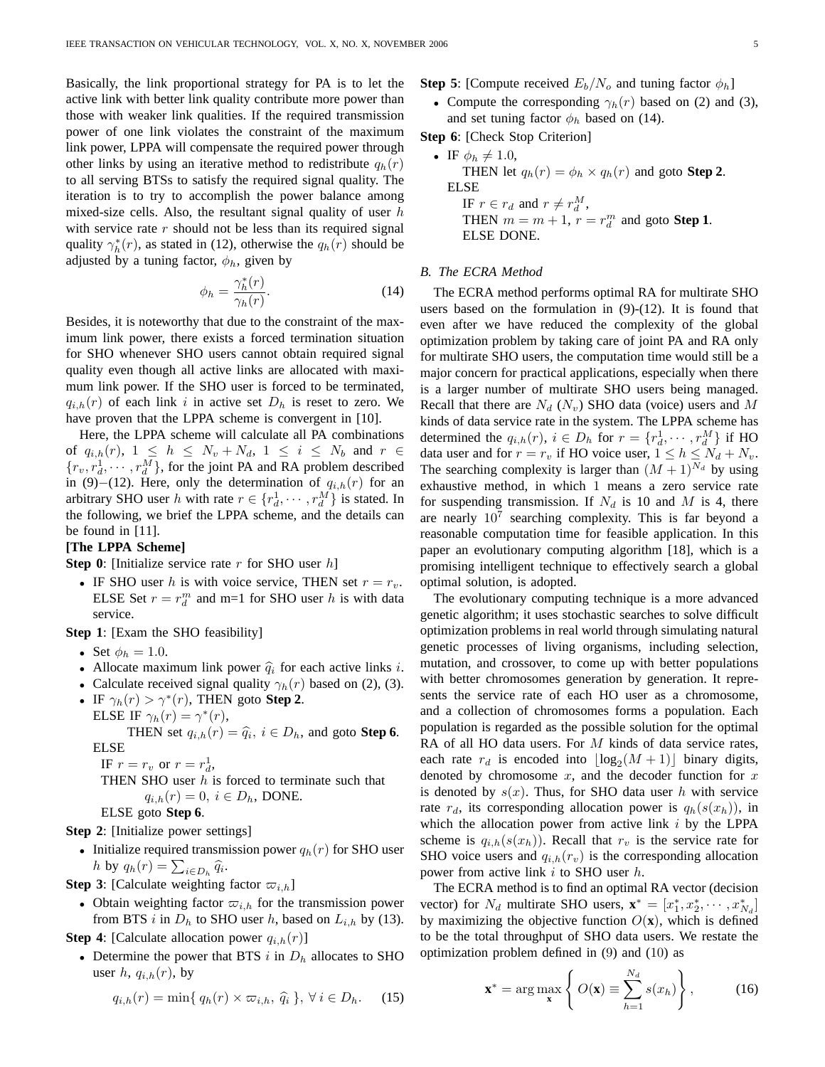Basically, the link proportional strategy for PA is to let the active link with better link quality contribute more power than those with weaker link qualities. If the required transmission power of one link violates the constraint of the maximum link power, LPPA will compensate the required power through other links by using an iterative method to redistribute $q_h(r)$ to all serving BTSs to satisfy the required signal quality. The iteration is to try to accomplish the power balance among mixed-size cells. Also, the resultant signal quality of user $h$ with service rate $r$ should not be less than its required signal quality $\gamma_h^*(r)$, as stated in (12), otherwise the $q_h(r)$ should be adjusted by a tuning factor, $\phi_h$, given by

$$\phi_h = \frac{\gamma_h^*(r)}{\gamma_h(r)}. \tag{14}$$

Besides, it is noteworthy that due to the constraint of the maximum link power, there exists a forced termination situation for SHO whenever SHO users cannot obtain required signal quality even though all active links are allocated with maximum link power. If the SHO user is forced to be terminated, $q_{i,h}(r)$ of each link $i$ in active set $D_h$ is reset to zero. We have proven that the LPPA scheme is convergent in [10].

Here, the LPPA scheme will calculate all PA combinations of $q_{i,h}(r)$, $1 \leq h \leq N_v + N_d$, $1 \leq i \leq N_b$ and $r \in \{r_v, r_d^1, \cdots, r_d^M\}$, for the joint PA and RA problem described in (9)–(12). Here, only the determination of $q_{i,h}(r)$ for an arbitrary SHO user $h$ with rate $r \in \{r_d^1, \cdots, r_d^M\}$ is stated. In the following, we brief the LPPA scheme, and the details can be found in [11].

**[The LPPA Scheme]**

**Step 0**: [Initialize service rate $r$ for SHO user $h$]

- IF SHO user $h$ is with voice service, THEN set $r = r_v$. ELSE Set $r = r_d^m$ and m=1 for SHO user $h$ is with data service.

**Step 1**: [Exam the SHO feasibility]

- Set $\phi_h = 1.0$.
- Allocate maximum link power $\widehat{q}_i$ for each active links $i$.
- Calculate received signal quality $\gamma_h(r)$ based on (2), (3).
- IF $\gamma_h(r) > \gamma^*(r)$, THEN goto **Step 2**.
  ELSE IF $\gamma_h(r) = \gamma^*(r)$,
  THEN set $q_{i,h}(r) = \widehat{q}_i$, $i \in D_h$, and goto **Step 6**.
  ELSE
  IF $r = r_v$ or $r = r_d^1$,
  THEN SHO user $h$ is forced to terminate such that $q_{i,h}(r) = 0$, $i \in D_h$, DONE.
  ELSE goto **Step 6**.

**Step 2**: [Initialize power settings]

- Initialize required transmission power $q_h(r)$ for SHO user $h$ by $q_h(r) = \sum_{i \in D_h} \widehat{q}_i$.

**Step 3**: [Calculate weighting factor $\varpi_{i,h}$]

- Obtain weighting factor $\varpi_{i,h}$ for the transmission power from BTS $i$ in $D_h$ to SHO user $h$, based on $L_{i,h}$ by (13).

**Step 4**: [Calculate allocation power $q_{i,h}(r)$]

- Determine the power that BTS $i$ in $D_h$ allocates to SHO user $h$, $q_{i,h}(r)$, by

$$q_{i,h}(r) = \min\{\, q_h(r) \times \varpi_{i,h},\ \widehat{q}_i \,\},\ \forall\, i \in D_h. \tag{15}$$

**Step 5**: [Compute received $E_b/N_o$ and tuning factor $\phi_h$]

- Compute the corresponding $\gamma_h(r)$ based on (2) and (3), and set tuning factor $\phi_h$ based on (14).

**Step 6**: [Check Stop Criterion]

- IF $\phi_h \neq 1.0$,
  THEN let $q_h(r) = \phi_h \times q_h(r)$ and goto **Step 2**.
  ELSE
  IF $r \in r_d$ and $r \neq r_d^M$,
  THEN $m = m + 1$, $r = r_d^m$ and goto **Step 1**.
  ELSE DONE.

### B. The ECRA Method

The ECRA method performs optimal RA for multirate SHO users based on the formulation in (9)-(12). It is found that even after we have reduced the complexity of the global optimization problem by taking care of joint PA and RA only for multirate SHO users, the computation time would still be a major concern for practical applications, especially when there is a larger number of multirate SHO users being managed. Recall that there are $N_d$ ($N_v$) SHO data (voice) users and $M$ kinds of data service rate in the system. The LPPA scheme has determined the $q_{i,h}(r)$, $i \in D_h$ for $r = \{r_d^1, \cdots, r_d^M\}$ if HO data user and for $r = r_v$ if HO voice user, $1 \leq h \leq N_d + N_v$. The searching complexity is larger than $(M+1)^{N_d}$ by using exhaustive method, in which 1 means a zero service rate for suspending transmission. If $N_d$ is 10 and $M$ is 4, there are nearly $10^7$ searching complexity. This is far beyond a reasonable computation time for feasible application. In this paper an evolutionary computing algorithm [18], which is a promising intelligent technique to effectively search a global optimal solution, is adopted.

The evolutionary computing technique is a more advanced genetic algorithm; it uses stochastic searches to solve difficult optimization problems in real world through simulating natural genetic processes of living organisms, including selection, mutation, and crossover, to come up with better populations with better chromosomes generation by generation. It represents the service rate of each HO user as a chromosome, and a collection of chromosomes forms a population. Each population is regarded as the possible solution for the optimal RA of all HO data users. For $M$ kinds of data service rates, each rate $r_d$ is encoded into $\lfloor \log_2(M+1) \rfloor$ binary digits, denoted by chromosome $x$, and the decoder function for $x$ is denoted by $s(x)$. Thus, for SHO data user $h$ with service rate $r_d$, its corresponding allocation power is $q_h(s(x_h))$, in which the allocation power from active link $i$ by the LPPA scheme is $q_{i,h}(s(x_h))$. Recall that $r_v$ is the service rate for SHO voice users and $q_{i,h}(r_v)$ is the corresponding allocation power from active link $i$ to SHO user $h$.

The ECRA method is to find an optimal RA vector (decision vector) for $N_d$ multirate SHO users, $\mathbf{x}^* = [x_1^*, x_2^*, \cdots, x_{N_d}^*]$ by maximizing the objective function $O(\mathbf{x})$, which is defined to be the total throughput of SHO data users. We restate the optimization problem defined in (9) and (10) as

$$\mathbf{x}^* = \arg\max_{\mathbf{x}} \left\{ O(\mathbf{x}) \equiv \sum_{h=1}^{N_d} s(x_h) \right\}, \tag{16}$$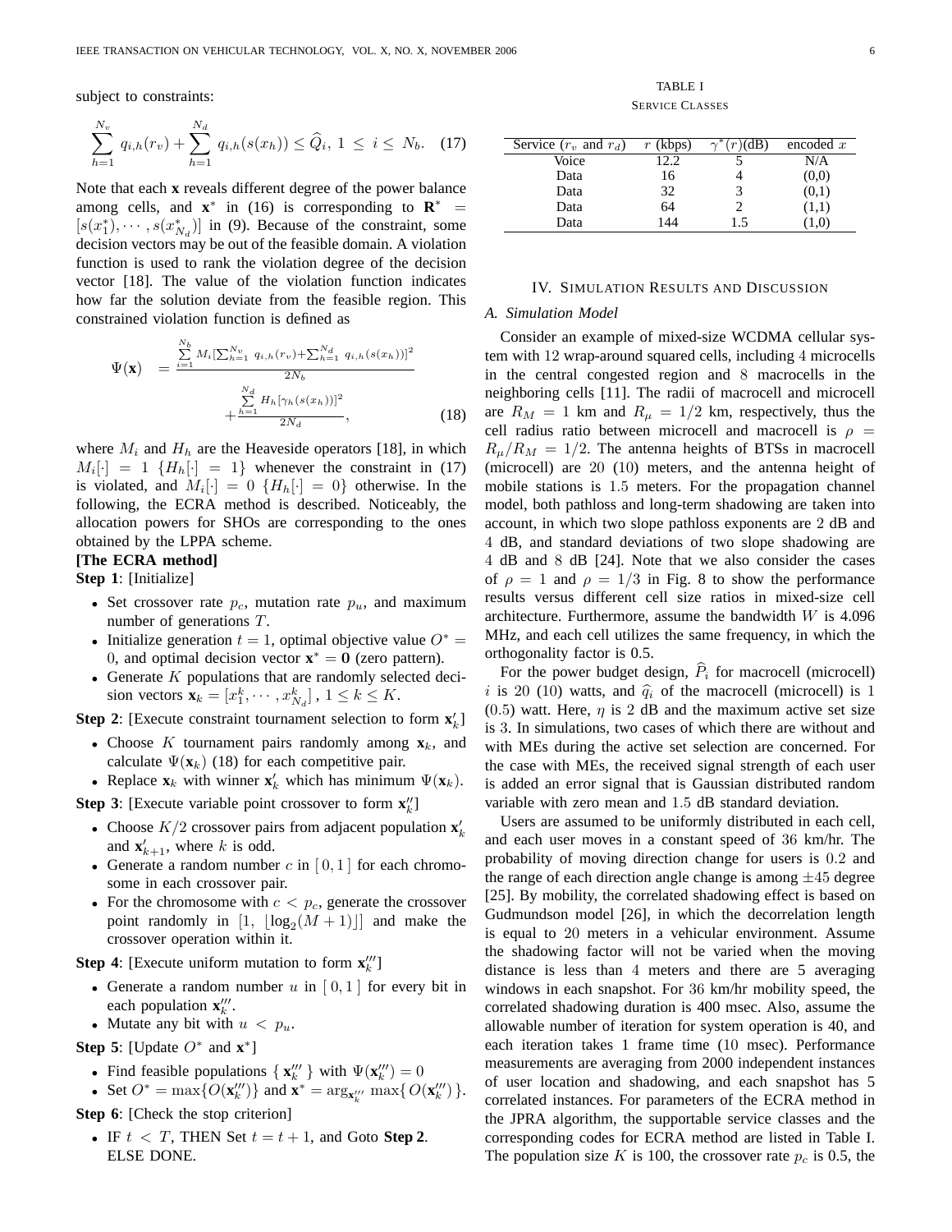subject to constraints:

$$\sum_{h=1}^{N_v} q_{i,h}(r_v) + \sum_{h=1}^{N_d} q_{i,h}(s(x_h)) \leq \widehat{Q}_i,\ 1 \leq i \leq N_b. \quad (17)$$

Note that each $\mathbf{x}$ reveals different degree of the power balance among cells, and $\mathbf{x}^*$ in (16) is corresponding to $\mathbf{R}^* = [s(x_1^*), \cdots, s(x_{N_d}^*)]$ in (9). Because of the constraint, some decision vectors may be out of the feasible domain. A violation function is used to rank the violation degree of the decision vector [18]. The value of the violation function indicates how far the solution deviate from the feasible region. This constrained violation function is defined as

$$\Psi(\mathbf{x}) = \frac{\sum_{i=1}^{N_b} M_i[\sum_{h=1}^{N_v} q_{i,h}(r_v)+\sum_{h=1}^{N_d} q_{i,h}(s(x_h))]^2}{2N_b} + \frac{\sum_{h=1}^{N_d} H_h[\gamma_h(s(x_h))]^2}{2N_d}, \quad (18)$$

where $M_i$ and $H_h$ are the Heaveside operators [18], in which $M_i[\cdot] = 1$ $\{H_h[\cdot] = 1\}$ whenever the constraint in (17) is violated, and $M_i[\cdot] = 0$ $\{H_h[\cdot] = 0\}$ otherwise. In the following, the ECRA method is described. Noticeably, the allocation powers for SHOs are corresponding to the ones obtained by the LPPA scheme.

**[The ECRA method]**

**Step 1**: [Initialize]

- Set crossover rate $p_c$, mutation rate $p_u$, and maximum number of generations $T$.
- Initialize generation $t = 1$, optimal objective value $O^* = 0$, and optimal decision vector $\mathbf{x}^* = \mathbf{0}$ (zero pattern).
- Generate $K$ populations that are randomly selected decision vectors $\mathbf{x}_k = [x_1^k, \cdots, x_{N_d}^k]$, $1 \leq k \leq K$.

**Step 2**: [Execute constraint tournament selection to form $\mathbf{x}'_k$]

- Choose $K$ tournament pairs randomly among $\mathbf{x}_k$, and calculate $\Psi(\mathbf{x}_k)$ (18) for each competitive pair.
- Replace $\mathbf{x}_k$ with winner $\mathbf{x}'_k$ which has minimum $\Psi(\mathbf{x}_k)$.

**Step 3**: [Execute variable point crossover to form $\mathbf{x}''_k$]

- Choose $K/2$ crossover pairs from adjacent population $\mathbf{x}'_k$ and $\mathbf{x}'_{k+1}$, where $k$ is odd.
- Generate a random number $c$ in $[0, 1]$ for each chromosome in each crossover pair.
- For the chromosome with $c < p_c$, generate the crossover point randomly in $[1, \lfloor \log_2(M+1) \rfloor]$ and make the crossover operation within it.

**Step 4**: [Execute uniform mutation to form $\mathbf{x}'''_k$]

- Generate a random number $u$ in $[0, 1]$ for every bit in each population $\mathbf{x}'''_k$.
- Mutate any bit with $u < p_u$.

**Step 5**: [Update $O^*$ and $\mathbf{x}^*$]

- Find feasible populations $\{\mathbf{x}'''_k\}$ with $\Psi(\mathbf{x}'''_k) = 0$
- Set $O^* = \max\{O(\mathbf{x}'''_k)\}$ and $\mathbf{x}^* = \arg_{\mathbf{x}'''_k} \max\{O(\mathbf{x}'''_k)\}$.

**Step 6**: [Check the stop criterion]

- IF $t < T$, THEN Set $t = t + 1$, and Goto **Step 2**. ELSE DONE.

TABLE I
SERVICE CLASSES

| Service ($r_v$ and $r_d$) | $r$ (kbps) | $\gamma^*(r)$(dB) | encoded $x$ |
|---|---|---|---|
| Voice | 12.2 | 5 | N/A |
| Data | 16 | 4 | (0,0) |
| Data | 32 | 3 | (0,1) |
| Data | 64 | 2 | (1,1) |
| Data | 144 | 1.5 | (1,0) |

## IV. Simulation Results and Discussion

### A. Simulation Model

Consider an example of mixed-size WCDMA cellular system with 12 wrap-around squared cells, including 4 microcells in the central congested region and 8 macrocells in the neighboring cells [11]. The radii of macrocell and microcell are $R_M = 1$ km and $R_\mu = 1/2$ km, respectively, thus the cell radius ratio between microcell and macrocell is $\rho = R_\mu/R_M = 1/2$. The antenna heights of BTSs in macrocell (microcell) are 20 (10) meters, and the antenna height of mobile stations is 1.5 meters. For the propagation channel model, both pathloss and long-term shadowing are taken into account, in which two slope pathloss exponents are 2 dB and 4 dB, and standard deviations of two slope shadowing are 4 dB and 8 dB [24]. Note that we also consider the cases of $\rho = 1$ and $\rho = 1/3$ in Fig. 8 to show the performance results versus different cell size ratios in mixed-size cell architecture. Furthermore, assume the bandwidth $W$ is 4.096 MHz, and each cell utilizes the same frequency, in which the orthogonality factor is 0.5.

For the power budget design, $\widehat{P}_i$ for macrocell (microcell) $i$ is 20 (10) watts, and $\widehat{q}_i$ of the macrocell (microcell) is 1 (0.5) watt. Here, $\eta$ is 2 dB and the maximum active set size is 3. In simulations, two cases of which there are without and with MEs during the active set selection are concerned. For the case with MEs, the received signal strength of each user is added an error signal that is Gaussian distributed random variable with zero mean and 1.5 dB standard deviation.

Users are assumed to be uniformly distributed in each cell, and each user moves in a constant speed of 36 km/hr. The probability of moving direction change for users is 0.2 and the range of each direction angle change is among $\pm 45$ degree [25]. By mobility, the correlated shadowing effect is based on Gudmundson model [26], in which the decorrelation length is equal to 20 meters in a vehicular environment. Assume the shadowing factor will not be varied when the moving distance is less than 4 meters and there are 5 averaging windows in each snapshot. For 36 km/hr mobility speed, the correlated shadowing duration is 400 msec. Also, assume the allowable number of iteration for system operation is 40, and each iteration takes 1 frame time (10 msec). Performance measurements are averaging from 2000 independent instances of user location and shadowing, and each snapshot has 5 correlated instances. For parameters of the ECRA method in the JPRA algorithm, the supportable service classes and the corresponding codes for ECRA method are listed in Table I. The population size $K$ is 100, the crossover rate $p_c$ is 0.5, the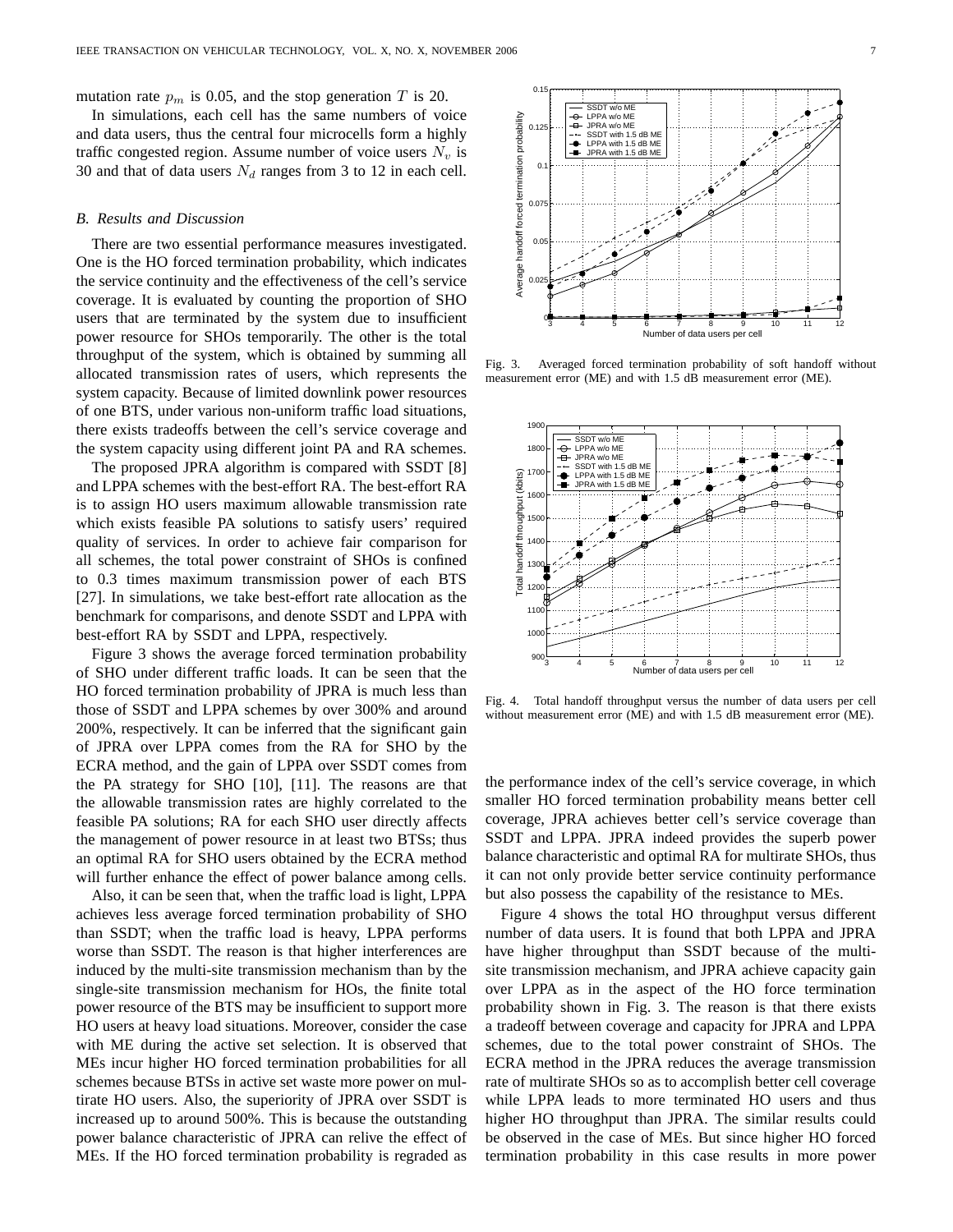mutation rate $p_m$ is 0.05, and the stop generation $T$ is 20.

In simulations, each cell has the same numbers of voice and data users, thus the central four microcells form a highly traffic congested region. Assume number of voice users $N_v$ is 30 and that of data users $N_d$ ranges from 3 to 12 in each cell.

### *B. Results and Discussion*

There are two essential performance measures investigated. One is the HO forced termination probability, which indicates the service continuity and the effectiveness of the cell's service coverage. It is evaluated by counting the proportion of SHO users that are terminated by the system due to insufficient power resource for SHOs temporarily. The other is the total throughput of the system, which is obtained by summing all allocated transmission rates of users, which represents the system capacity. Because of limited downlink power resources of one BTS, under various non-uniform traffic load situations, there exists tradeoffs between the cell's service coverage and the system capacity using different joint PA and RA schemes.

The proposed JPRA algorithm is compared with SSDT [8] and LPPA schemes with the best-effort RA. The best-effort RA is to assign HO users maximum allowable transmission rate which exists feasible PA solutions to satisfy users' required quality of services. In order to achieve fair comparison for all schemes, the total power constraint of SHOs is confined to 0.3 times maximum transmission power of each BTS [27]. In simulations, we take best-effort rate allocation as the benchmark for comparisons, and denote SSDT and LPPA with best-effort RA by SSDT and LPPA, respectively.

Figure 3 shows the average forced termination probability of SHO under different traffic loads. It can be seen that the HO forced termination probability of JPRA is much less than those of SSDT and LPPA schemes by over 300% and around 200%, respectively. It can be inferred that the significant gain of JPRA over LPPA comes from the RA for SHO by the ECRA method, and the gain of LPPA over SSDT comes from the PA strategy for SHO [10], [11]. The reasons are that the allowable transmission rates are highly correlated to the feasible PA solutions; RA for each SHO user directly affects the management of power resource in at least two BTSs; thus an optimal RA for SHO users obtained by the ECRA method will further enhance the effect of power balance among cells.

Also, it can be seen that, when the traffic load is light, LPPA achieves less average forced termination probability of SHO than SSDT; when the traffic load is heavy, LPPA performs worse than SSDT. The reason is that higher interferences are induced by the multi-site transmission mechanism than by the single-site transmission mechanism for HOs, the finite total power resource of the BTS may be insufficient to support more HO users at heavy load situations. Moreover, consider the case with ME during the active set selection. It is observed that MEs incur higher HO forced termination probabilities for all schemes because BTSs in active set waste more power on multirate HO users. Also, the superiority of JPRA over SSDT is increased up to around 500%. This is because the outstanding power balance characteristic of JPRA can relive the effect of MEs. If the HO forced termination probability is regraded as the performance index of the cell's service coverage, in which smaller HO forced termination probability means better cell coverage, JPRA achieves better cell's service coverage than SSDT and LPPA. JPRA indeed provides the superb power balance characteristic and optimal RA for multirate SHOs, thus it can not only provide better service continuity performance but also possess the capability of the resistance to MEs.

Fig. 3. Averaged forced termination probability of soft handoff without measurement error (ME) and with 1.5 dB measurement error (ME).

Fig. 4. Total handoff throughput versus the number of data users per cell without measurement error (ME) and with 1.5 dB measurement error (ME).

Figure 4 shows the total HO throughput versus different number of data users. It is found that both LPPA and JPRA have higher throughput than SSDT because of the multi-site transmission mechanism, and JPRA achieve capacity gain over LPPA as in the aspect of the HO force termination probability shown in Fig. 3. The reason is that there exists a tradeoff between coverage and capacity for JPRA and LPPA schemes, due to the total power constraint of SHOs. The ECRA method in the JPRA reduces the average transmission rate of multirate SHOs so as to accomplish better cell coverage while LPPA leads to more terminated HO users and thus higher HO throughput than JPRA. The similar results could be observed in the case of MEs. But since higher HO forced termination probability in this case results in more power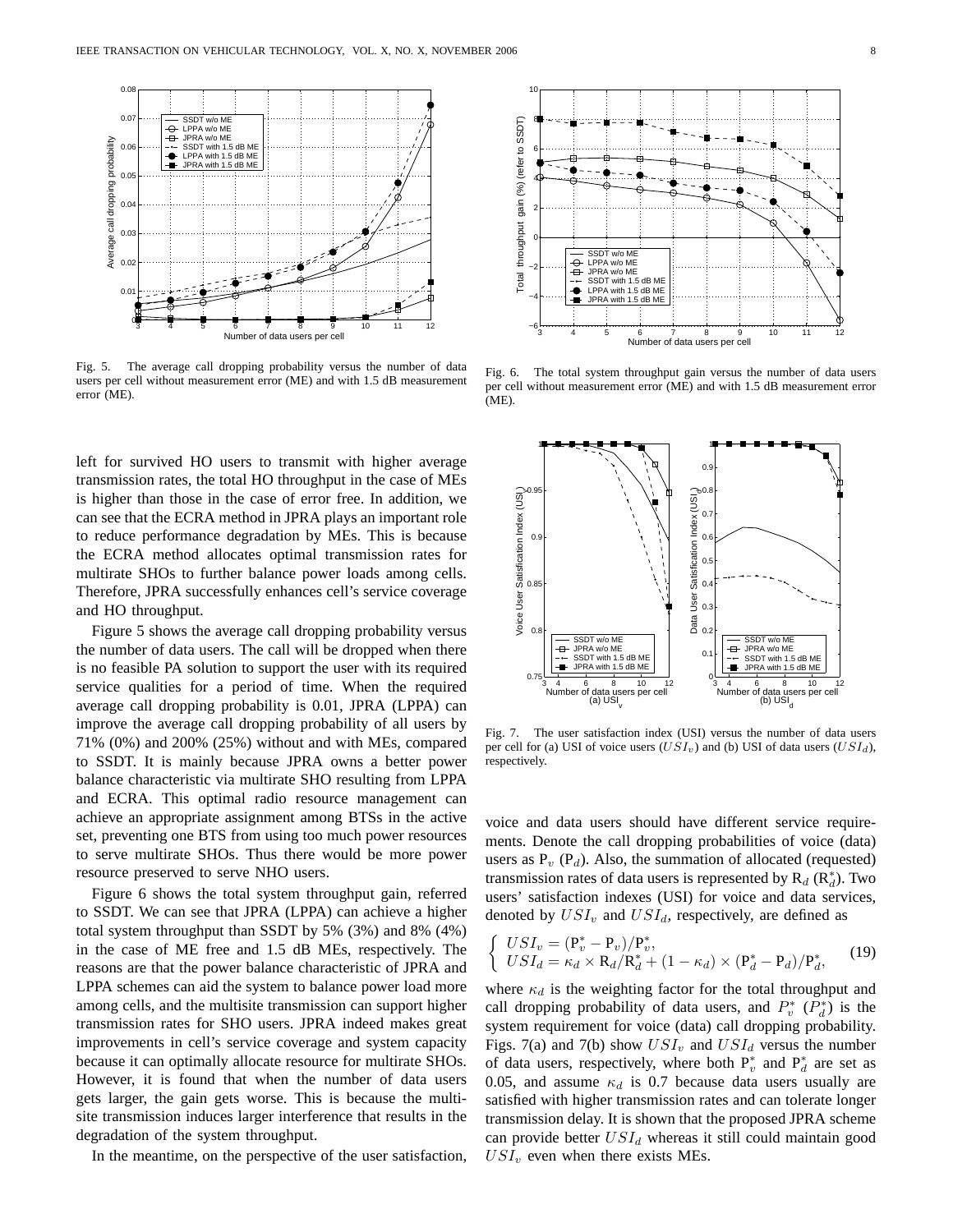Fig. 5. The average call dropping probability versus the number of data users per cell without measurement error (ME) and with 1.5 dB measurement error (ME).

Fig. 6. The total system throughput gain versus the number of data users per cell without measurement error (ME) and with 1.5 dB measurement error (ME).

left for survived HO users to transmit with higher average transmission rates, the total HO throughput in the case of MEs is higher than those in the case of error free. In addition, we can see that the ECRA method in JPRA plays an important role to reduce performance degradation by MEs. This is because the ECRA method allocates optimal transmission rates for multirate SHOs to further balance power loads among cells. Therefore, JPRA successfully enhances cell's service coverage and HO throughput.

Figure 5 shows the average call dropping probability versus the number of data users. The call will be dropped when there is no feasible PA solution to support the user with its required service qualities for a period of time. When the required average call dropping probability is 0.01, JPRA (LPPA) can improve the average call dropping probability of all users by 71% (0%) and 200% (25%) without and with MEs, compared to SSDT. It is mainly because JPRA owns a better power balance characteristic via multirate SHO resulting from LPPA and ECRA. This optimal radio resource management can achieve an appropriate assignment among BTSs in the active set, preventing one BTS from using too much power resources to serve multirate SHOs. Thus there would be more power resource preserved to serve NHO users.

Figure 6 shows the total system throughput gain, referred to SSDT. We can see that JPRA (LPPA) can achieve a higher total system throughput than SSDT by 5% (3%) and 8% (4%) in the case of ME free and 1.5 dB MEs, respectively. The reasons are that the power balance characteristic of JPRA and LPPA schemes can aid the system to balance power load more among cells, and the multisite transmission can support higher transmission rates for SHO users. JPRA indeed makes great improvements in cell's service coverage and system capacity because it can optimally allocate resource for multirate SHOs. However, it is found that when the number of data users gets larger, the gain gets worse. This is because the multisite transmission induces larger interference that results in the degradation of the system throughput.

In the meantime, on the perspective of the user satisfaction, voice and data users should have different service requirements. Denote the call dropping probabilities of voice (data) users as $\mathrm{P}_v$ ($\mathrm{P}_d$). Also, the summation of allocated (requested) transmission rates of data users is represented by $\mathrm{R}_d$ ($\mathrm{R}_d^*$). Two users' satisfaction indexes (USI) for voice and data services, denoted by $USI_v$ and $USI_d$, respectively, are defined as

$$\begin{cases} USI_v = (\mathrm{P}_v^* - \mathrm{P}_v)/\mathrm{P}_v^*, \\ USI_d = \kappa_d \times \mathrm{R}_d/\mathrm{R}_d^* + (1-\kappa_d) \times (\mathrm{P}_d^* - \mathrm{P}_d)/\mathrm{P}_d^*, \end{cases} \quad (19)$$

Fig. 7. The user satisfaction index (USI) versus the number of data users per cell for (a) USI of voice users ($USI_v$) and (b) USI of data users ($USI_d$), respectively.

where $\kappa_d$ is the weighting factor for the total throughput and call dropping probability of data users, and $P_v^*$ ($P_d^*$) is the system requirement for voice (data) call dropping probability. Figs. 7(a) and 7(b) show $USI_v$ and $USI_d$ versus the number of data users, respectively, where both $\mathrm{P}_v^*$ and $\mathrm{P}_d^*$ are set as 0.05, and assume $\kappa_d$ is 0.7 because data users usually are satisfied with higher transmission rates and can tolerate longer transmission delay. It is shown that the proposed JPRA scheme can provide better $USI_d$ whereas it still could maintain good $USI_v$ even when there exists MEs.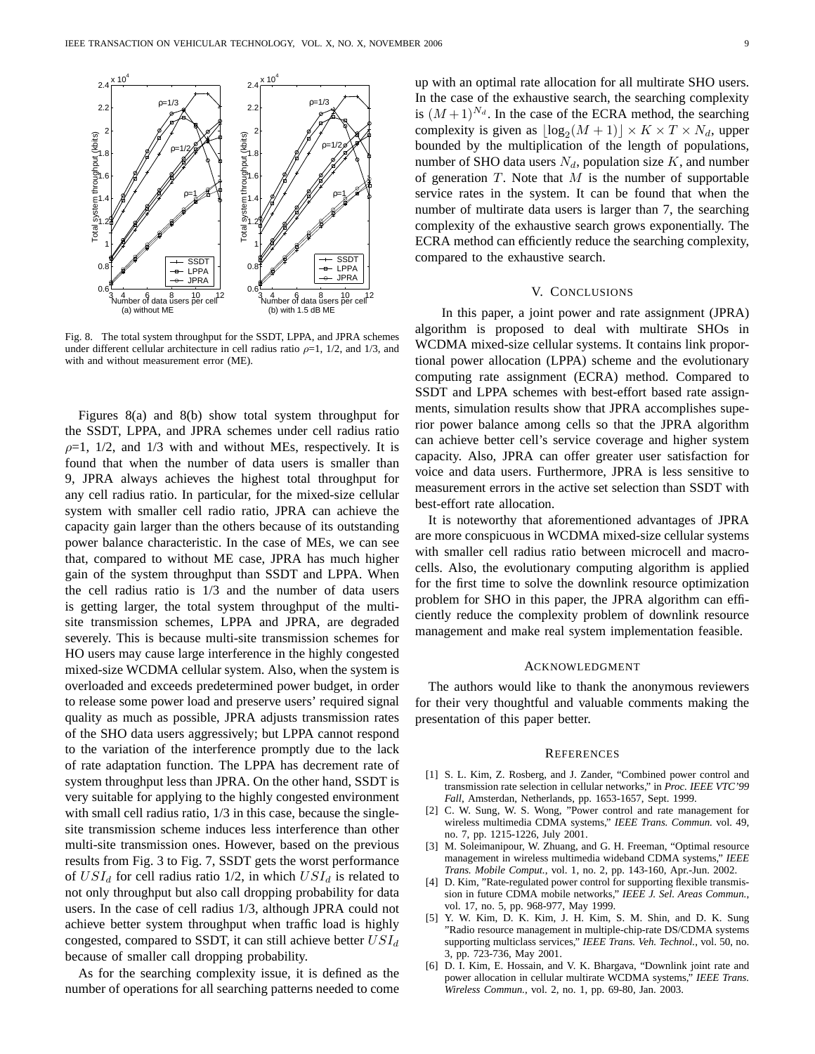Fig. 8. The total system throughput for the SSDT, LPPA, and JPRA schemes under different cellular architecture in cell radius ratio $\rho$=1, 1/2, and 1/3, and with and without measurement error (ME).

Figures 8(a) and 8(b) show total system throughput for the SSDT, LPPA, and JPRA schemes under cell radius ratio $\rho$=1, 1/2, and 1/3 with and without MEs, respectively. It is found that when the number of data users is smaller than 9, JPRA always achieves the highest total throughput for any cell radius ratio. In particular, for the mixed-size cellular system with smaller cell radio ratio, JPRA can achieve the capacity gain larger than the others because of its outstanding power balance characteristic. In the case of MEs, we can see that, compared to without ME case, JPRA has much higher gain of the system throughput than SSDT and LPPA. When the cell radius ratio is 1/3 and the number of data users is getting larger, the total system throughput of the multi-site transmission schemes, LPPA and JPRA, are degraded severely. This is because multi-site transmission schemes for HO users may cause large interference in the highly congested mixed-size WCDMA cellular system. Also, when the system is overloaded and exceeds predetermined power budget, in order to release some power load and preserve users' required signal quality as much as possible, JPRA adjusts transmission rates of the SHO data users aggressively; but LPPA cannot respond to the variation of the interference promptly due to the lack of rate adaptation function. The LPPA has decrement rate of system throughput less than JPRA. On the other hand, SSDT is very suitable for applying to the highly congested environment with small cell radius ratio, 1/3 in this case, because the single-site transmission scheme induces less interference than other multi-site transmission ones. However, based on the previous results from Fig. 3 to Fig. 7, SSDT gets the worst performance of $USI_d$ for cell radius ratio 1/2, in which $USI_d$ is related to not only throughput but also call dropping probability for data users. In the case of cell radius 1/3, although JPRA could not achieve better system throughput when traffic load is highly congested, compared to SSDT, it can still achieve better $USI_d$ because of smaller call dropping probability.

As for the searching complexity issue, it is defined as the number of operations for all searching patterns needed to come up with an optimal rate allocation for all multirate SHO users. In the case of the exhaustive search, the searching complexity is $(M+1)^{N_d}$. In the case of the ECRA method, the searching complexity is given as $\lfloor \log_2(M+1) \rfloor \times K \times T \times N_d$, upper bounded by the multiplication of the length of populations, number of SHO data users $N_d$, population size $K$, and number of generation $T$. Note that $M$ is the number of supportable service rates in the system. It can be found that when the number of multirate data users is larger than 7, the searching complexity of the exhaustive search grows exponentially. The ECRA method can efficiently reduce the searching complexity, compared to the exhaustive search.

## V. Conclusions

In this paper, a joint power and rate assignment (JPRA) algorithm is proposed to deal with multirate SHOs in WCDMA mixed-size cellular systems. It contains link proportional power allocation (LPPA) scheme and the evolutionary computing rate assignment (ECRA) method. Compared to SSDT and LPPA schemes with best-effort based rate assignments, simulation results show that JPRA accomplishes superior power balance among cells so that the JPRA algorithm can achieve better cell's service coverage and higher system capacity. Also, JPRA can offer greater user satisfaction for voice and data users. Furthermore, JPRA is less sensitive to measurement errors in the active set selection than SSDT with best-effort rate allocation.

It is noteworthy that aforementioned advantages of JPRA are more conspicuous in WCDMA mixed-size cellular systems with smaller cell radius ratio between microcell and macrocells. Also, the evolutionary computing algorithm is applied for the first time to solve the downlink resource optimization problem for SHO in this paper, the JPRA algorithm can efficiently reduce the complexity problem of downlink resource management and make real system implementation feasible.

## Acknowledgment

The authors would like to thank the anonymous reviewers for their very thoughtful and valuable comments making the presentation of this paper better.

## References

[1] S. L. Kim, Z. Rosberg, and J. Zander, "Combined power control and transmission rate selection in cellular networks," in *Proc. IEEE VTC'99 Fall*, Amsterdan, Netherlands, pp. 1653-1657, Sept. 1999.

[2] C. W. Sung, W. S. Wong, "Power control and rate management for wireless multimedia CDMA systems," *IEEE Trans. Commun.* vol. 49, no. 7, pp. 1215-1226, July 2001.

[3] M. Soleimanipour, W. Zhuang, and G. H. Freeman, "Optimal resource management in wireless multimedia wideband CDMA systems," *IEEE Trans. Mobile Comput.*, vol. 1, no. 2, pp. 143-160, Apr.-Jun. 2002.

[4] D. Kim, "Rate-regulated power control for supporting flexible transmission in future CDMA mobile networks," *IEEE J. Sel. Areas Commun.*, vol. 17, no. 5, pp. 968-977, May 1999.

[5] Y. W. Kim, D. K. Kim, J. H. Kim, S. M. Shin, and D. K. Sung "Radio resource management in multiple-chip-rate DS/CDMA systems supporting multiclass services," *IEEE Trans. Veh. Technol.*, vol. 50, no. 3, pp. 723-736, May 2001.

[6] D. I. Kim, E. Hossain, and V. K. Bhargava, "Downlink joint rate and power allocation in cellular multirate WCDMA systems," *IEEE Trans. Wireless Commun.*, vol. 2, no. 1, pp. 69-80, Jan. 2003.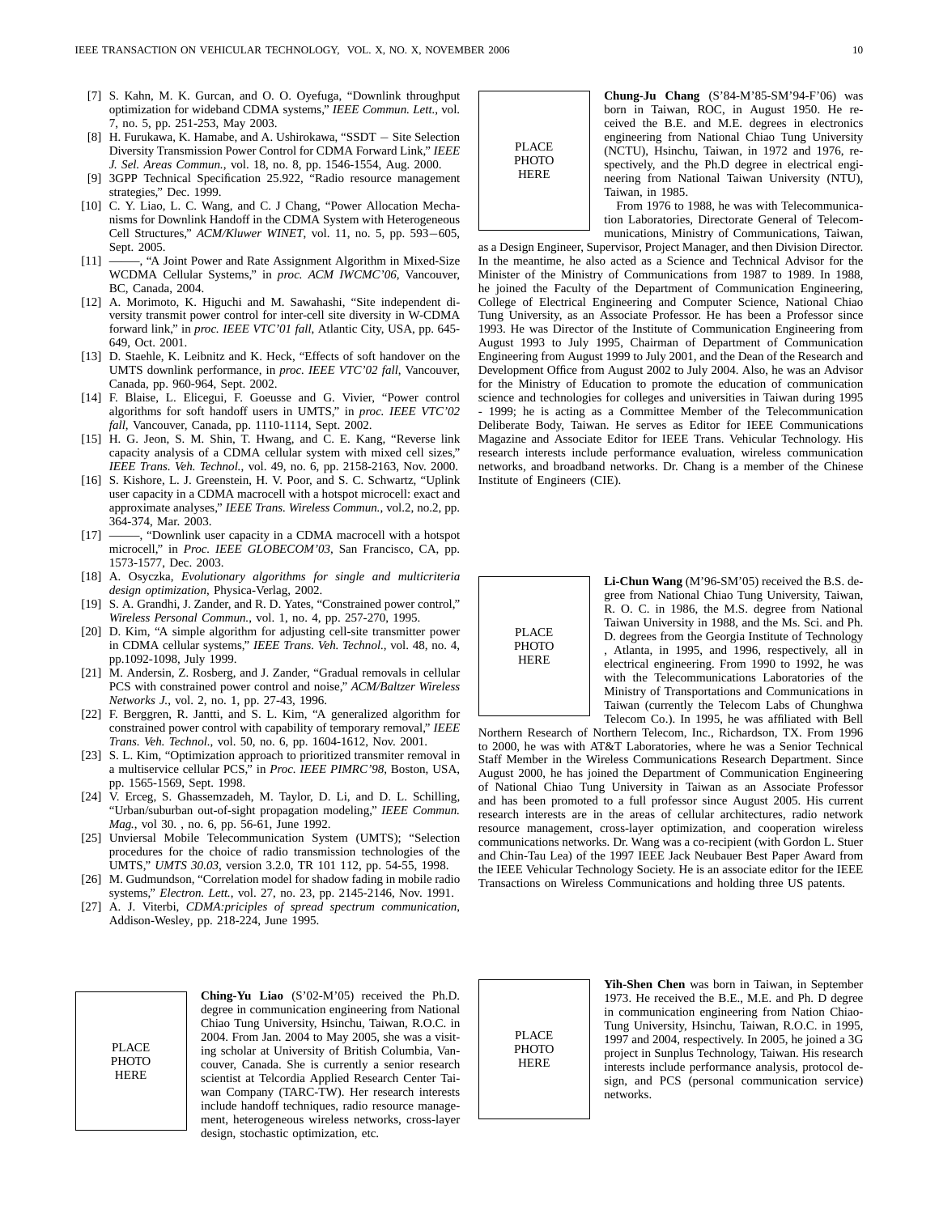[7] S. Kahn, M. K. Gurcan, and O. O. Oyefuga, “Downlink throughput optimization for wideband CDMA systems,” *IEEE Commun. Lett.*, vol. 7, no. 5, pp. 251-253, May 2003.

[8] H. Furukawa, K. Hamabe, and A. Ushirokawa, “SSDT – Site Selection Diversity Transmission Power Control for CDMA Forward Link,” *IEEE J. Sel. Areas Commun.*, vol. 18, no. 8, pp. 1546-1554, Aug. 2000.

[9] 3GPP Technical Specification 25.922, “Radio resource management strategies,” Dec. 1999.

[10] C. Y. Liao, L. C. Wang, and C. J Chang, “Power Allocation Mechanisms for Downlink Handoff in the CDMA System with Heterogeneous Cell Structures,” *ACM/Kluwer WINET*, vol. 11, no. 5, pp. 593−605, Sept. 2005.

[11] ——, “A Joint Power and Rate Assignment Algorithm in Mixed-Size WCDMA Cellular Systems,” in *proc. ACM IWCMC'06*, Vancouver, BC, Canada, 2004.

[12] A. Morimoto, K. Higuchi and M. Sawahashi, “Site independent diversity transmit power control for inter-cell site diversity in W-CDMA forward link,” in *proc. IEEE VTC'01 fall*, Atlantic City, USA, pp. 645-649, Oct. 2001.

[13] D. Staehle, K. Leibnitz and K. Heck, “Effects of soft handover on the UMTS downlink performance, in *proc. IEEE VTC'02 fall*, Vancouver, Canada, pp. 960-964, Sept. 2002.

[14] F. Blaise, L. Elicegui, F. Goeusse and G. Vivier, “Power control algorithms for soft handoff users in UMTS,” in *proc. IEEE VTC'02 fall*, Vancouver, Canada, pp. 1110-1114, Sept. 2002.

[15] H. G. Jeon, S. M. Shin, T. Hwang, and C. E. Kang, “Reverse link capacity analysis of a CDMA cellular system with mixed cell sizes,” *IEEE Trans. Veh. Technol.*, vol. 49, no. 6, pp. 2158-2163, Nov. 2000.

[16] S. Kishore, L. J. Greenstein, H. V. Poor, and S. C. Schwartz, “Uplink user capacity in a CDMA macrocell with a hotspot microcell: exact and approximate analyses,” *IEEE Trans. Wireless Commun.*, vol.2, no.2, pp. 364-374, Mar. 2003.

[17] ——, “Downlink user capacity in a CDMA macrocell with a hotspot microcell,” in *Proc. IEEE GLOBECOM'03*, San Francisco, CA, pp. 1573-1577, Dec. 2003.

[18] A. Osyczka, *Evolutionary algorithms for single and multicriteria design optimization*, Physica-Verlag, 2002.

[19] S. A. Grandhi, J. Zander, and R. D. Yates, “Constrained power control,” *Wireless Personal Commun.*, vol. 1, no. 4, pp. 257-270, 1995.

[20] D. Kim, “A simple algorithm for adjusting cell-site transmitter power in CDMA cellular systems,” *IEEE Trans. Veh. Technol.*, vol. 48, no. 4, pp.1092-1098, July 1999.

[21] M. Andersin, Z. Rosberg, and J. Zander, “Gradual removals in cellular PCS with constrained power control and noise,” *ACM/Baltzer Wireless Networks J.*, vol. 2, no. 1, pp. 27-43, 1996.

[22] F. Berggren, R. Jantti, and S. L. Kim, “A generalized algorithm for constrained power control with capability of temporary removal,” *IEEE Trans. Veh. Technol.*, vol. 50, no. 6, pp. 1604-1612, Nov. 2001.

[23] S. L. Kim, “Optimization approach to prioritized transmiter removal in a multiservice cellular PCS,” in *Proc. IEEE PIMRC'98*, Boston, USA, pp. 1565-1569, Sept. 1998.

[24] V. Erceg, S. Ghassemzadeh, M. Taylor, D. Li, and D. L. Schilling, “Urban/suburban out-of-sight propagation modeling,” *IEEE Commun. Mag.*, vol 30. , no. 6, pp. 56-61, June 1992.

[25] Unviersal Mobile Telecommunication System (UMTS); “Selection procedures for the choice of radio transmission technologies of the UMTS,” *UMTS 30.03*, version 3.2.0, TR 101 112, pp. 54-55, 1998.

[26] M. Gudmundson, “Correlation model for shadow fading in mobile radio systems,” *Electron. Lett.*, vol. 27, no. 23, pp. 2145-2146, Nov. 1991.

[27] A. J. Viterbi, *CDMA:priciples of spread spectrum communication*, Addison-Wesley, pp. 218-224, June 1995.

PLACE PHOTO HERE

**Ching-Yu Liao** (S'02-M'05) received the Ph.D. degree in communication engineering from National Chiao Tung University, Hsinchu, Taiwan, R.O.C. in 2004. From Jan. 2004 to May 2005, she was a visiting scholar at University of British Columbia, Vancouver, Canada. She is currently a senior research scientist at Telcordia Applied Research Center Taiwan Company (TARC-TW). Her research interests include handoff techniques, radio resource management, heterogeneous wireless networks, cross-layer design, stochastic optimization, etc.

PLACE PHOTO HERE

**Chung-Ju Chang** (S'84-M'85-SM'94-F'06) was born in Taiwan, ROC, in August 1950. He received the B.E. and M.E. degrees in electronics engineering from National Chiao Tung University (NCTU), Hsinchu, Taiwan, in 1972 and 1976, respectively, and the Ph.D degree in electrical engineering from National Taiwan University (NTU), Taiwan, in 1985.

From 1976 to 1988, he was with Telecommunication Laboratories, Directorate General of Telecommunications, Ministry of Communications, Taiwan, as a Design Engineer, Supervisor, Project Manager, and then Division Director. In the meantime, he also acted as a Science and Technical Advisor for the Minister of the Ministry of Communications from 1987 to 1989. In 1988, he joined the Faculty of the Department of Communication Engineering, College of Electrical Engineering and Computer Science, National Chiao Tung University, as an Associate Professor. He has been a Professor since 1993. He was Director of the Institute of Communication Engineering from August 1993 to July 1995, Chairman of Department of Communication Engineering from August 1999 to July 2001, and the Dean of the Research and Development Office from August 2002 to July 2004. Also, he was an Advisor for the Ministry of Education to promote the education of communication science and technologies for colleges and universities in Taiwan during 1995 - 1999; he is acting as a Committee Member of the Telecommunication Deliberate Body, Taiwan. He serves as Editor for IEEE Communications Magazine and Associate Editor for IEEE Trans. Vehicular Technology. His research interests include performance evaluation, wireless communication networks, and broadband networks. Dr. Chang is a member of the Chinese Institute of Engineers (CIE).

PLACE PHOTO HERE

**Li-Chun Wang** (M'96-SM'05) received the B.S. degree from National Chiao Tung University, Taiwan, R. O. C. in 1986, the M.S. degree from National Taiwan University in 1988, and the Ms. Sci. and Ph. D. degrees from the Georgia Institute of Technology , Atlanta, in 1995, and 1996, respectively, all in electrical engineering. From 1990 to 1992, he was with the Telecommunications Laboratories of the Ministry of Transportations and Communications in Taiwan (currently the Telecom Labs of Chunghwa Telecom Co.). In 1995, he was affiliated with Bell Northern Research of Northern Telecom, Inc., Richardson, TX. From 1996 to 2000, he was with AT&T Laboratories, where he was a Senior Technical Staff Member in the Wireless Communications Research Department. Since August 2000, he has joined the Department of Communication Engineering of National Chiao Tung University in Taiwan as an Associate Professor and has been promoted to a full professor since August 2005. His current research interests are in the areas of cellular architectures, radio network resource management, cross-layer optimization, and cooperation wireless communications networks. Dr. Wang was a co-recipient (with Gordon L. Stuer and Chin-Tau Lea) of the 1997 IEEE Jack Neubauer Best Paper Award from the IEEE Vehicular Technology Society. He is an associate editor for the IEEE Transactions on Wireless Communications and holding three US patents.

PLACE PHOTO HERE

**Yih-Shen Chen** was born in Taiwan, in September 1973. He received the B.E., M.E. and Ph. D degree in communication engineering from Nation Chiao-Tung University, Hsinchu, Taiwan, R.O.C. in 1995, 1997 and 2004, respectively. In 2005, he joined a 3G project in Sunplus Technology, Taiwan. His research interests include performance analysis, protocol design, and PCS (personal communication service) networks.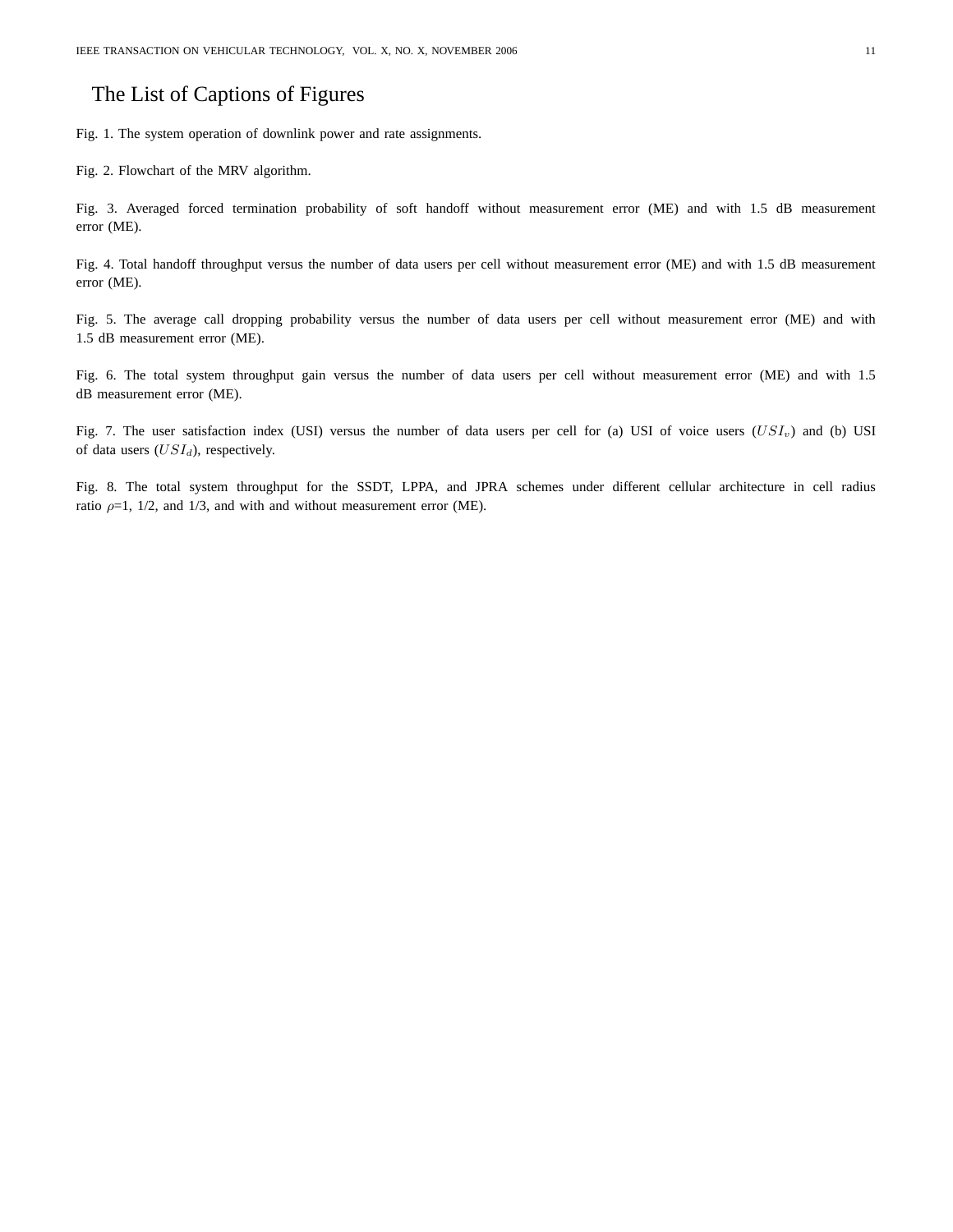# The List of Captions of Figures

Fig. 1. The system operation of downlink power and rate assignments.

Fig. 2. Flowchart of the MRV algorithm.

Fig. 3. Averaged forced termination probability of soft handoff without measurement error (ME) and with 1.5 dB measurement error (ME).

Fig. 4. Total handoff throughput versus the number of data users per cell without measurement error (ME) and with 1.5 dB measurement error (ME).

Fig. 5. The average call dropping probability versus the number of data users per cell without measurement error (ME) and with 1.5 dB measurement error (ME).

Fig. 6. The total system throughput gain versus the number of data users per cell without measurement error (ME) and with 1.5 dB measurement error (ME).

Fig. 7. The user satisfaction index (USI) versus the number of data users per cell for (a) USI of voice users ($USI_v$) and (b) USI of data users ($USI_d$), respectively.

Fig. 8. The total system throughput for the SSDT, LPPA, and JPRA schemes under different cellular architecture in cell radius ratio $\rho$=1, 1/2, and 1/3, and with and without measurement error (ME).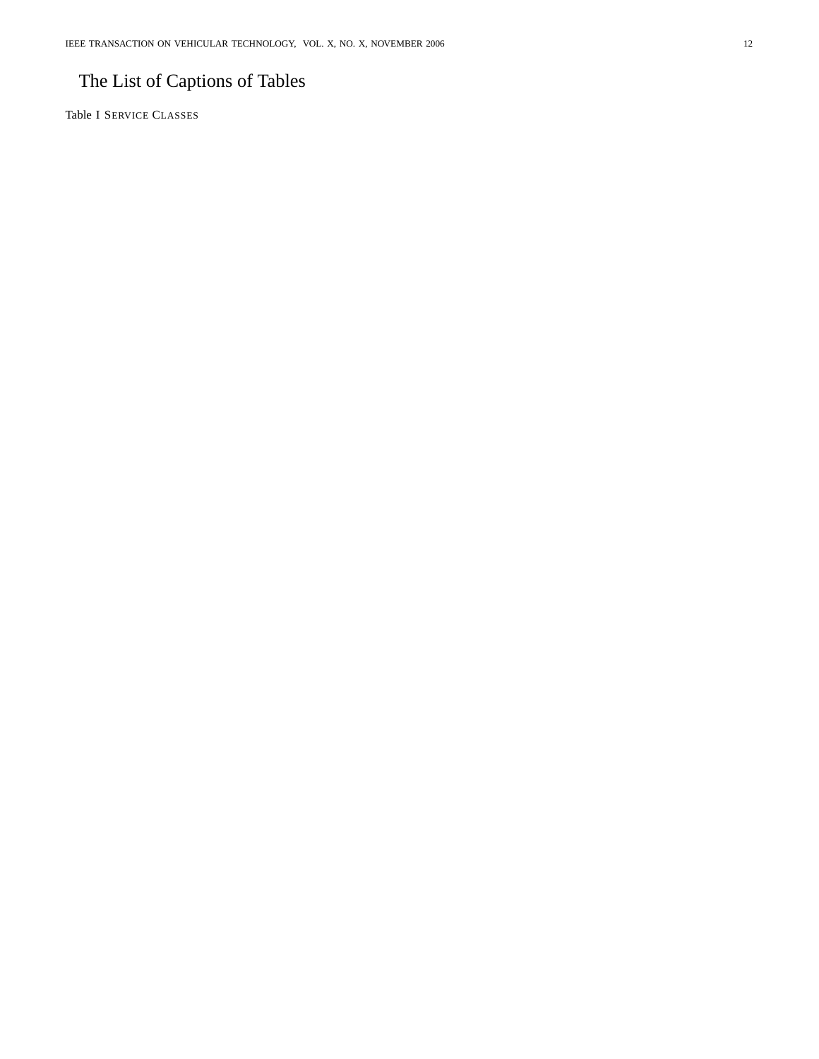# The List of Captions of Tables

Table I SERVICE CLASSES